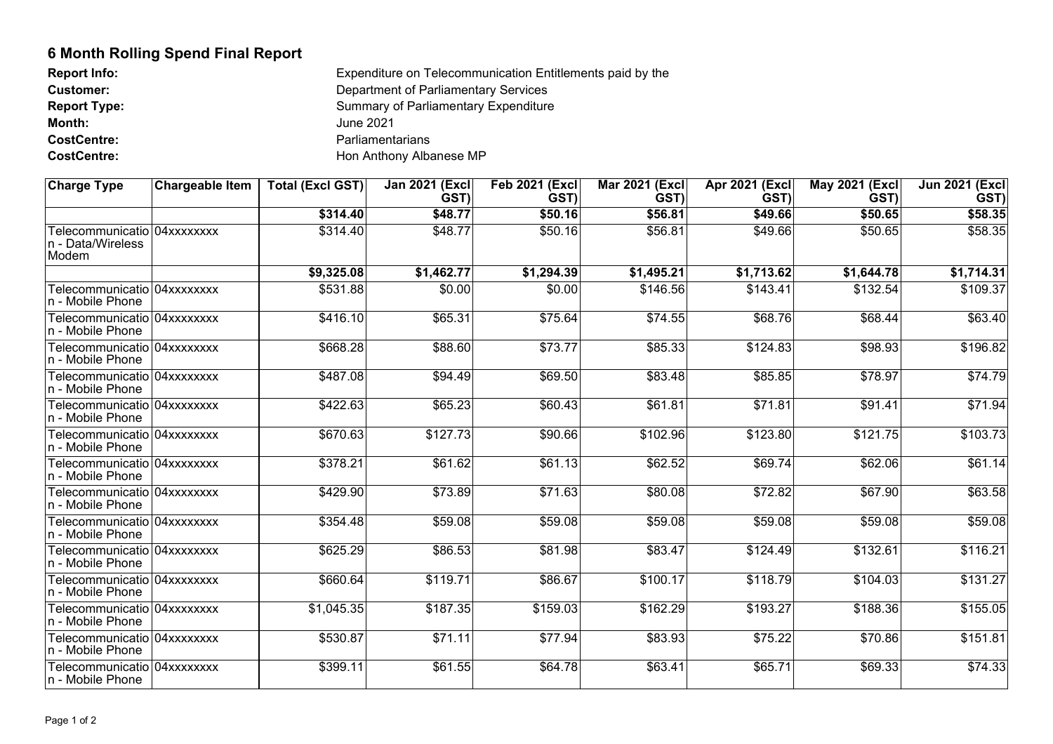## 6 Month Rolling Spend Final Report

**Report Info:** Expenditure on Telecommunication Entitlements paid by the
**Customer:** Department of Parliamentary Services
**Report Type:** Summary of Parliamentary Expenditure
**Month:** June 2021
**CostCentre:** Parliamentarians
**CostCentre:** Hon Anthony Albanese MP

| Charge Type | Chargeable Item | Total (Excl GST) | Jan 2021 (Excl GST) | Feb 2021 (Excl GST) | Mar 2021 (Excl GST) | Apr 2021 (Excl GST) | May 2021 (Excl GST) | Jun 2021 (Excl GST) |
|---|---|---|---|---|---|---|---|---|
| | | **$314.40** | **$48.77** | **$50.16** | **$56.81** | **$49.66** | **$50.65** | **$58.35** |
| Telecommunication - Data/Wireless Modem | 04xxxxxxxx | $314.40 | $48.77 | $50.16 | $56.81 | $49.66 | $50.65 | $58.35 |
| | | **$9,325.08** | **$1,462.77** | **$1,294.39** | **$1,495.21** | **$1,713.62** | **$1,644.78** | **$1,714.31** |
| Telecommunication - Mobile Phone | 04xxxxxxxx | $531.88 | $0.00 | $0.00 | $146.56 | $143.41 | $132.54 | $109.37 |
| Telecommunication - Mobile Phone | 04xxxxxxxx | $416.10 | $65.31 | $75.64 | $74.55 | $68.76 | $68.44 | $63.40 |
| Telecommunication - Mobile Phone | 04xxxxxxxx | $668.28 | $88.60 | $73.77 | $85.33 | $124.83 | $98.93 | $196.82 |
| Telecommunication - Mobile Phone | 04xxxxxxxx | $487.08 | $94.49 | $69.50 | $83.48 | $85.85 | $78.97 | $74.79 |
| Telecommunication - Mobile Phone | 04xxxxxxxx | $422.63 | $65.23 | $60.43 | $61.81 | $71.81 | $91.41 | $71.94 |
| Telecommunication - Mobile Phone | 04xxxxxxxx | $670.63 | $127.73 | $90.66 | $102.96 | $123.80 | $121.75 | $103.73 |
| Telecommunication - Mobile Phone | 04xxxxxxxx | $378.21 | $61.62 | $61.13 | $62.52 | $69.74 | $62.06 | $61.14 |
| Telecommunication - Mobile Phone | 04xxxxxxxx | $429.90 | $73.89 | $71.63 | $80.08 | $72.82 | $67.90 | $63.58 |
| Telecommunication - Mobile Phone | 04xxxxxxxx | $354.48 | $59.08 | $59.08 | $59.08 | $59.08 | $59.08 | $59.08 |
| Telecommunication - Mobile Phone | 04xxxxxxxx | $625.29 | $86.53 | $81.98 | $83.47 | $124.49 | $132.61 | $116.21 |
| Telecommunication - Mobile Phone | 04xxxxxxxx | $660.64 | $119.71 | $86.67 | $100.17 | $118.79 | $104.03 | $131.27 |
| Telecommunication - Mobile Phone | 04xxxxxxxx | $1,045.35 | $187.35 | $159.03 | $162.29 | $193.27 | $188.36 | $155.05 |
| Telecommunication - Mobile Phone | 04xxxxxxxx | $530.87 | $71.11 | $77.94 | $83.93 | $75.22 | $70.86 | $151.81 |
| Telecommunication - Mobile Phone | 04xxxxxxxx | $399.11 | $61.55 | $64.78 | $63.41 | $65.71 | $69.33 | $74.33 |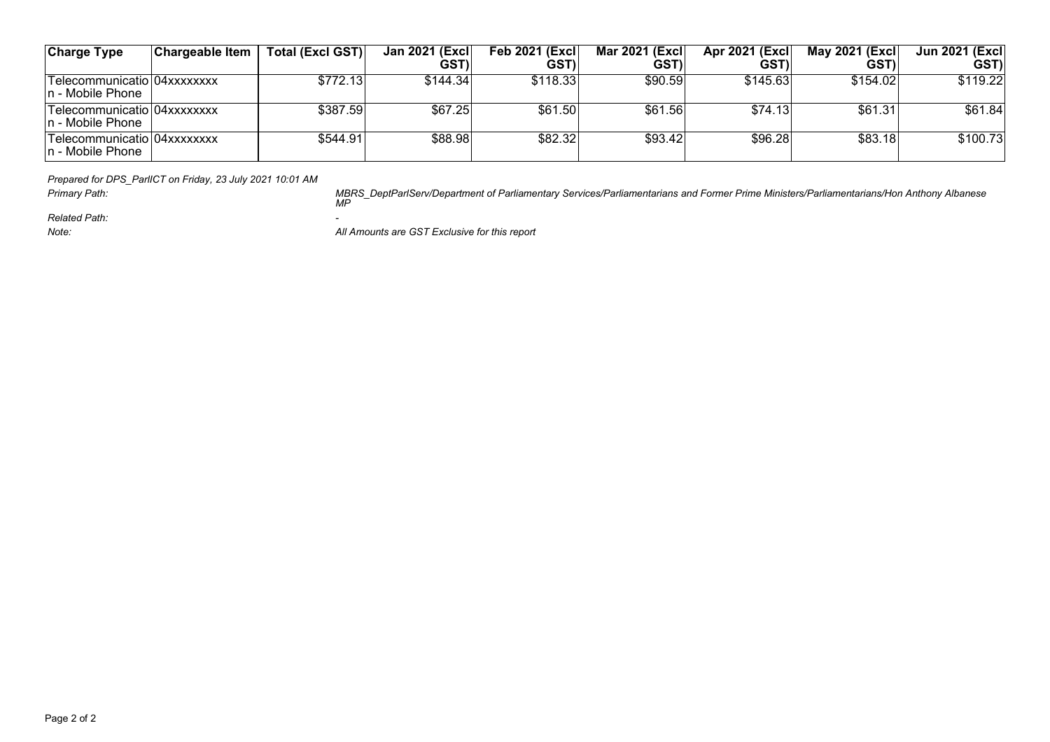| Charge Type | Chargeable Item | Total (Excl GST) | Jan 2021 (Excl GST) | Feb 2021 (Excl GST) | Mar 2021 (Excl GST) | Apr 2021 (Excl GST) | May 2021 (Excl GST) | Jun 2021 (Excl GST) |
|---|---|---|---|---|---|---|---|---|
| Telecommunication - Mobile Phone | 04xxxxxxxx | $772.13 | $144.34 | $118.33 | $90.59 | $145.63 | $154.02 | $119.22 |
| Telecommunication - Mobile Phone | 04xxxxxxxx | $387.59 | $67.25 | $61.50 | $61.56 | $74.13 | $61.31 | $61.84 |
| Telecommunication - Mobile Phone | 04xxxxxxxx | $544.91 | $88.98 | $82.32 | $93.42 | $96.28 | $83.18 | $100.73 |

*Prepared for DPS_ParlICT on Friday, 23 July 2021 10:01 AM*

*Primary Path:* *MBRS_DeptParlServ/Department of Parliamentary Services/Parliamentarians and Former Prime Ministers/Parliamentarians/Hon Anthony Albanese MP*

*Related Path:* *-*

*Note:* *All Amounts are GST Exclusive for this report*